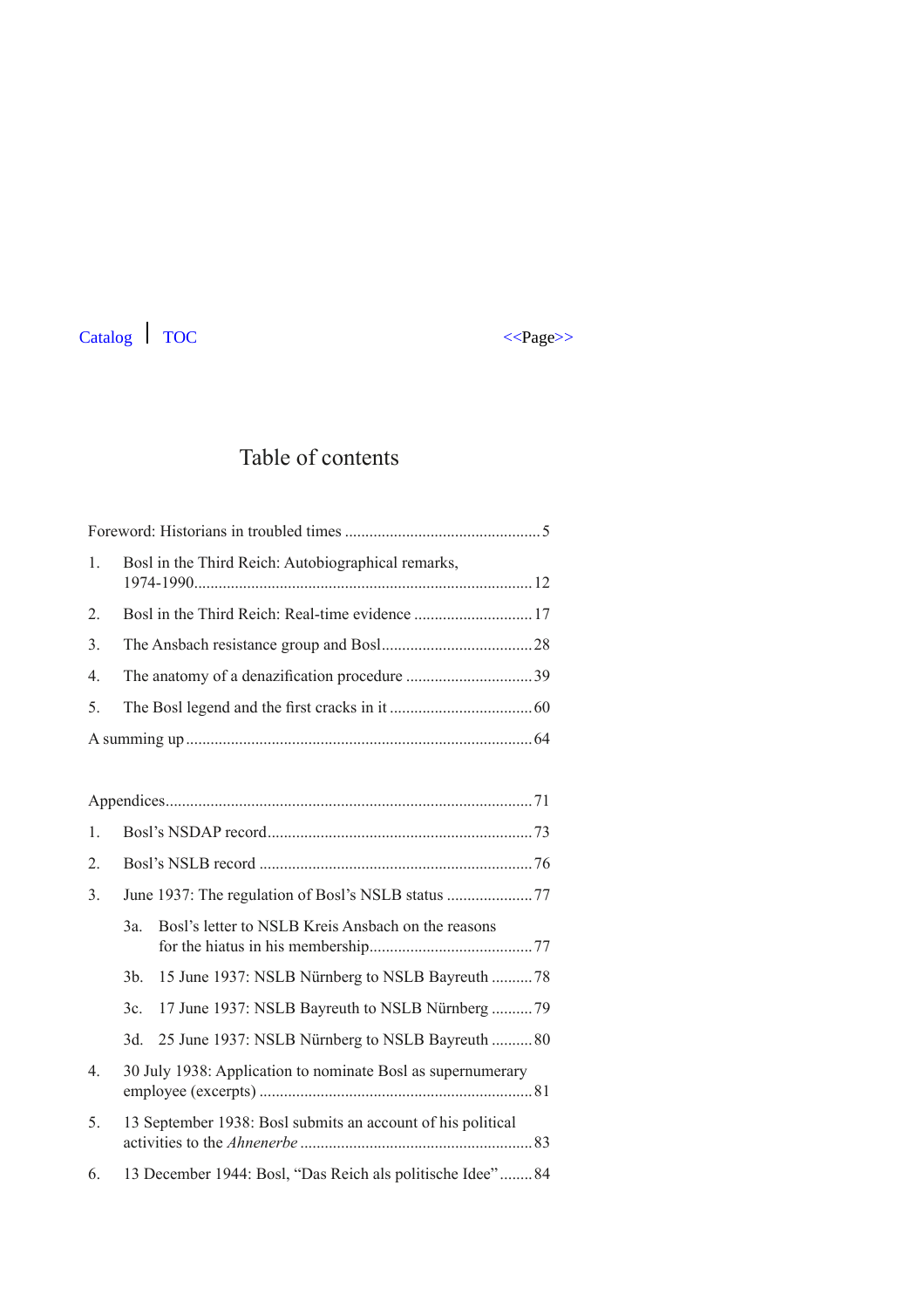# Table of contents

Foreword: Historians in troubled times ... 5

1. Bosl in the Third Reich: Autobiographical remarks, 1974-1990 ... 12
2. Bosl in the Third Reich: Real-time evidence ... 17
3. The Ansbach resistance group and Bosl ... 28
4. The anatomy of a denazification procedure ... 39
5. The Bosl legend and the first cracks in it ... 60

A summing up ... 64

Appendices ... 71

1. Bosl's NSDAP record ... 73
2. Bosl's NSLB record ... 76
3. June 1937: The regulation of Bosl's NSLB status ... 77
   - 3a. Bosl's letter to NSLB Kreis Ansbach on the reasons for the hiatus in his membership ... 77
   - 3b. 15 June 1937: NSLB Nürnberg to NSLB Bayreuth ... 78
   - 3c. 17 June 1937: NSLB Bayreuth to NSLB Nürnberg ... 79
   - 3d. 25 June 1937: NSLB Nürnberg to NSLB Bayreuth ... 80
4. 30 July 1938: Application to nominate Bosl as supernumerary employee (excerpts) ... 81
5. 13 September 1938: Bosl submits an account of his political activities to the *Ahnenerbe* ... 83
6. 13 December 1944: Bosl, "Das Reich als politische Idee" ... 84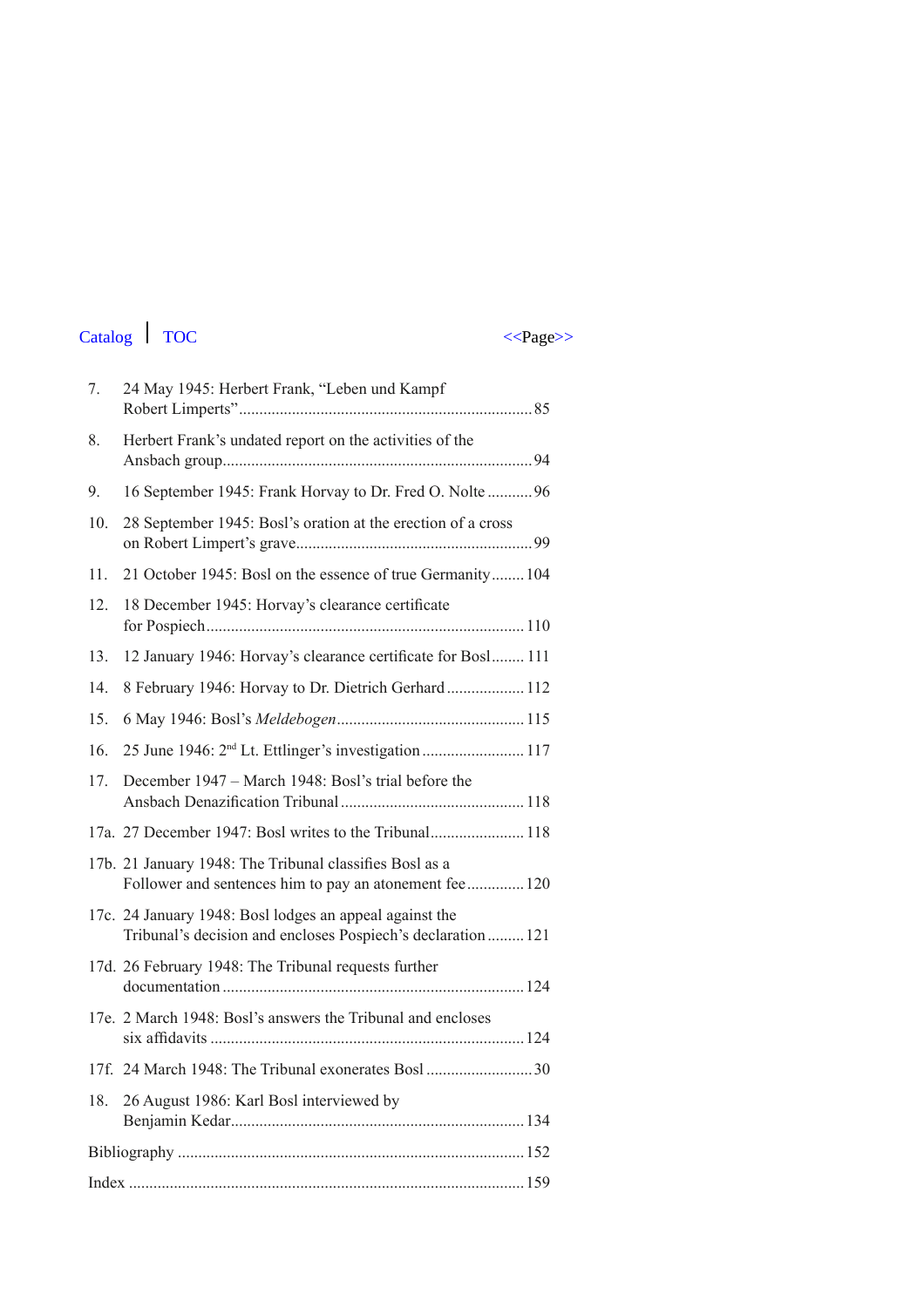7. 24 May 1945: Herbert Frank, "Leben und Kampf Robert Limperts" ........ 85
8. Herbert Frank's undated report on the activities of the Ansbach group ........ 94
9. 16 September 1945: Frank Horvay to Dr. Fred O. Nolte ........ 96
10. 28 September 1945: Bosl's oration at the erection of a cross on Robert Limpert's grave ........ 99
11. 21 October 1945: Bosl on the essence of true Germanity ........ 104
12. 18 December 1945: Horvay's clearance certificate for Pospiech ........ 110
13. 12 January 1946: Horvay's clearance certificate for Bosl ........ 111
14. 8 February 1946: Horvay to Dr. Dietrich Gerhard ........ 112
15. 6 May 1946: Bosl's *Meldebogen* ........ 115
16. 25 June 1946: 2nd Lt. Ettlinger's investigation ........ 117
17. December 1947 – March 1948: Bosl's trial before the Ansbach Denazification Tribunal ........ 118

17a. 27 December 1947: Bosl writes to the Tribunal ........ 118

17b. 21 January 1948: The Tribunal classifies Bosl as a Follower and sentences him to pay an atonement fee ........ 120

17c. 24 January 1948: Bosl lodges an appeal against the Tribunal's decision and encloses Pospiech's declaration ........ 121

17d. 26 February 1948: The Tribunal requests further documentation ........ 124

17e. 2 March 1948: Bosl's answers the Tribunal and encloses six affidavits ........ 124

17f. 24 March 1948: The Tribunal exonerates Bosl ........ 30

18. 26 August 1986: Karl Bosl interviewed by Benjamin Kedar ........ 134

Bibliography ........ 152

Index ........ 159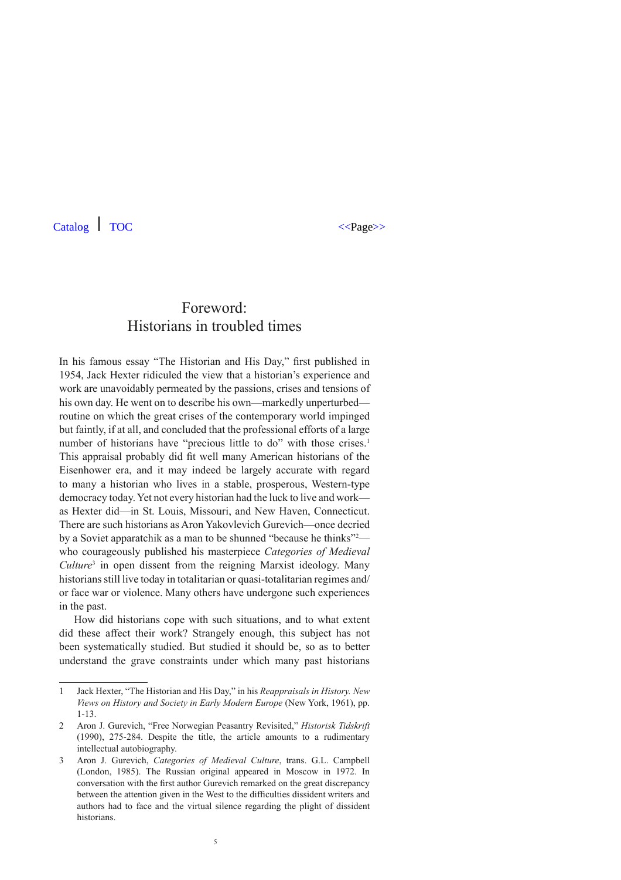# Foreword: Historians in troubled times

In his famous essay "The Historian and His Day," first published in 1954, Jack Hexter ridiculed the view that a historian's experience and work are unavoidably permeated by the passions, crises and tensions of his own day. He went on to describe his own—markedly unperturbed—routine on which the great crises of the contemporary world impinged but faintly, if at all, and concluded that the professional efforts of a large number of historians have "precious little to do" with those crises.[1] This appraisal probably did fit well many American historians of the Eisenhower era, and it may indeed be largely accurate with regard to many a historian who lives in a stable, prosperous, Western-type democracy today. Yet not every historian had the luck to live and work—as Hexter did—in St. Louis, Missouri, and New Haven, Connecticut. There are such historians as Aron Yakovlevich Gurevich—once decried by a Soviet apparatchik as a man to be shunned "because he thinks"[2]—who courageously published his masterpiece *Categories of Medieval Culture*[3] in open dissent from the reigning Marxist ideology. Many historians still live today in totalitarian or quasi-totalitarian regimes and/or face war or violence. Many others have undergone such experiences in the past.

How did historians cope with such situations, and to what extent did these affect their work? Strangely enough, this subject has not been systematically studied. But studied it should be, so as to better understand the grave constraints under which many past historians

---

1 Jack Hexter, "The Historian and His Day," in his *Reappraisals in History. New Views on History and Society in Early Modern Europe* (New York, 1961), pp. 1-13.

2 Aron J. Gurevich, "Free Norwegian Peasantry Revisited," *Historisk Tidskrift* (1990), 275-284. Despite the title, the article amounts to a rudimentary intellectual autobiography.

3 Aron J. Gurevich, *Categories of Medieval Culture*, trans. G.L. Campbell (London, 1985). The Russian original appeared in Moscow in 1972. In conversation with the first author Gurevich remarked on the great discrepancy between the attention given in the West to the difficulties dissident writers and authors had to face and the virtual silence regarding the plight of dissident historians.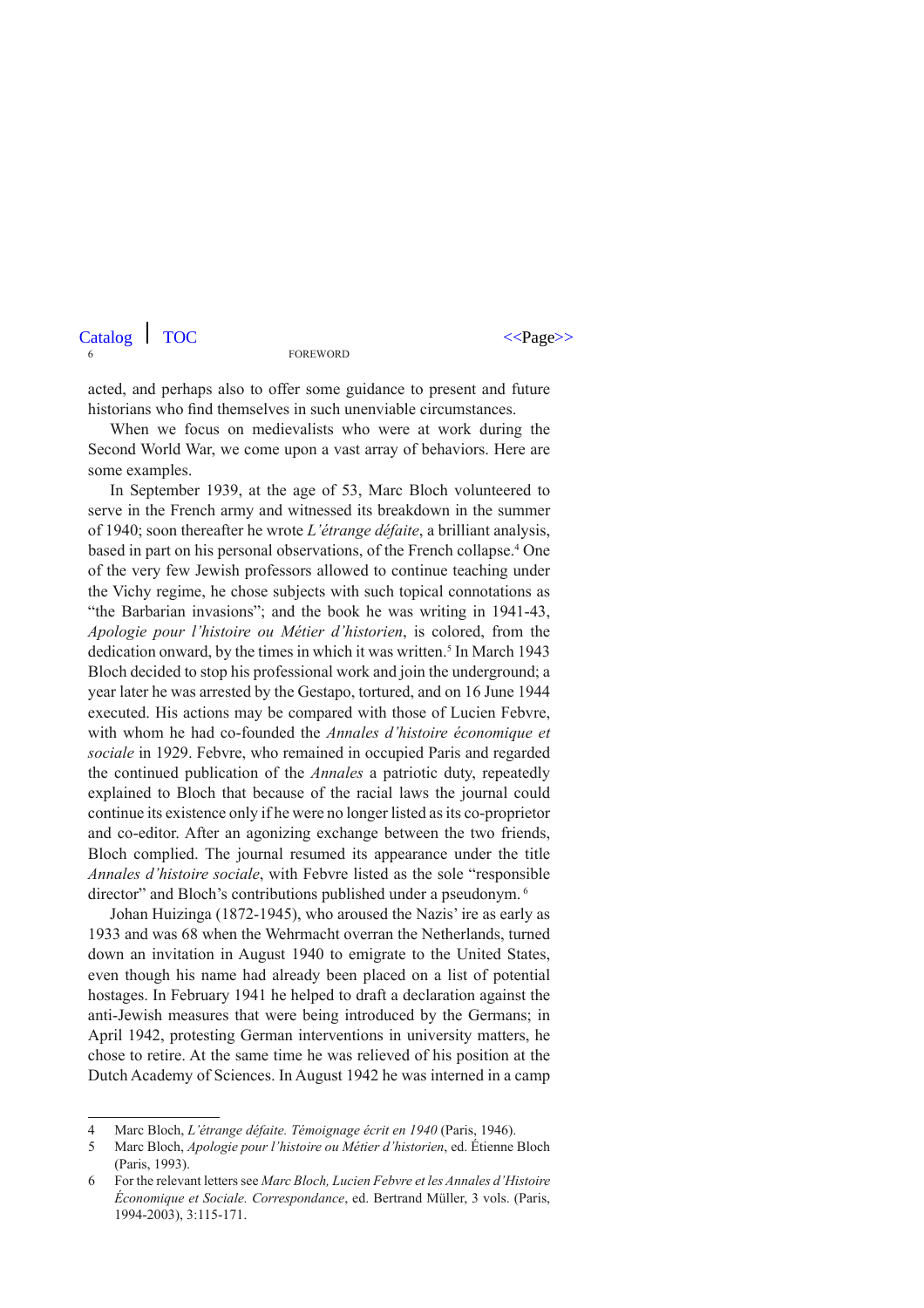acted, and perhaps also to offer some guidance to present and future historians who find themselves in such unenviable circumstances.

When we focus on medievalists who were at work during the Second World War, we come upon a vast array of behaviors. Here are some examples.

In September 1939, at the age of 53, Marc Bloch volunteered to serve in the French army and witnessed its breakdown in the summer of 1940; soon thereafter he wrote *L'étrange défaite*, a brilliant analysis, based in part on his personal observations, of the French collapse.[4] One of the very few Jewish professors allowed to continue teaching under the Vichy regime, he chose subjects with such topical connotations as "the Barbarian invasions"; and the book he was writing in 1941-43, *Apologie pour l'histoire ou Métier d'historien*, is colored, from the dedication onward, by the times in which it was written.[5] In March 1943 Bloch decided to stop his professional work and join the underground; a year later he was arrested by the Gestapo, tortured, and on 16 June 1944 executed. His actions may be compared with those of Lucien Febvre, with whom he had co-founded the *Annales d'histoire économique et sociale* in 1929. Febvre, who remained in occupied Paris and regarded the continued publication of the *Annales* a patriotic duty, repeatedly explained to Bloch that because of the racial laws the journal could continue its existence only if he were no longer listed as its co-proprietor and co-editor. After an agonizing exchange between the two friends, Bloch complied. The journal resumed its appearance under the title *Annales d'histoire sociale*, with Febvre listed as the sole "responsible director" and Bloch's contributions published under a pseudonym.[6]

Johan Huizinga (1872-1945), who aroused the Nazis' ire as early as 1933 and was 68 when the Wehrmacht overran the Netherlands, turned down an invitation in August 1940 to emigrate to the United States, even though his name had already been placed on a list of potential hostages. In February 1941 he helped to draft a declaration against the anti-Jewish measures that were being introduced by the Germans; in April 1942, protesting German interventions in university matters, he chose to retire. At the same time he was relieved of his position at the Dutch Academy of Sciences. In August 1942 he was interned in a camp

---

4 Marc Bloch, *L'étrange défaite. Témoignage écrit en 1940* (Paris, 1946).

5 Marc Bloch, *Apologie pour l'histoire ou Métier d'historien*, ed. Étienne Bloch (Paris, 1993).

6 For the relevant letters see *Marc Bloch, Lucien Febvre et les Annales d'Histoire Économique et Sociale. Correspondance*, ed. Bertrand Müller, 3 vols. (Paris, 1994-2003), 3:115-171.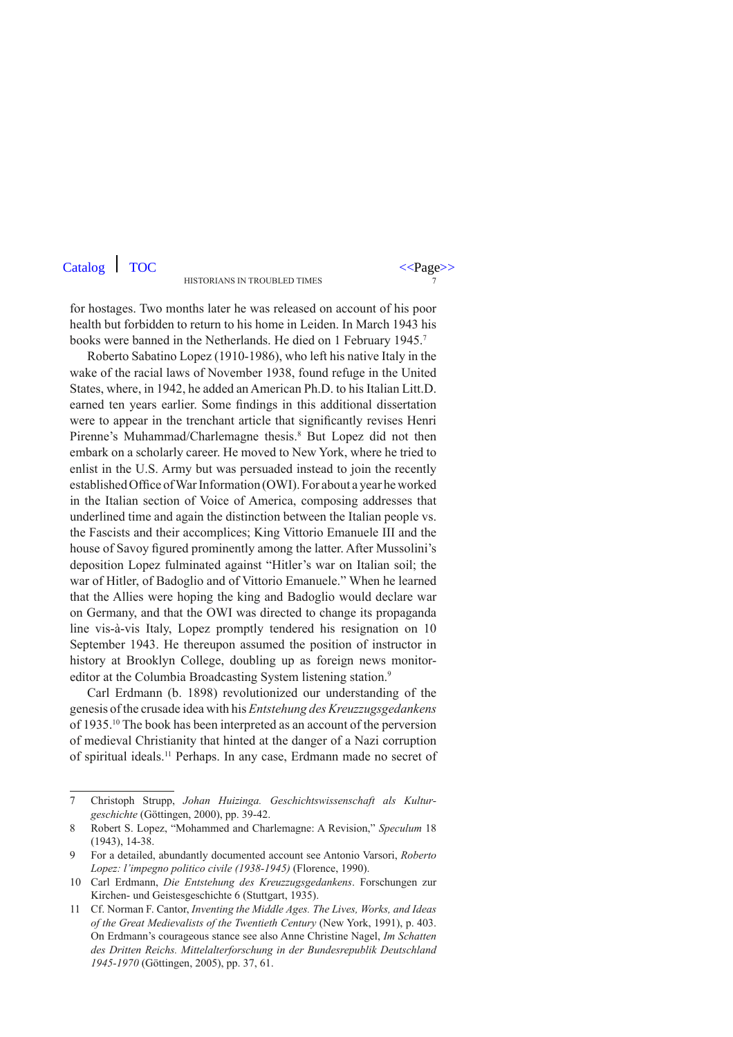for hostages. Two months later he was released on account of his poor health but forbidden to return to his home in Leiden. In March 1943 his books were banned in the Netherlands. He died on 1 February 1945.[7]

Roberto Sabatino Lopez (1910-1986), who left his native Italy in the wake of the racial laws of November 1938, found refuge in the United States, where, in 1942, he added an American Ph.D. to his Italian Litt.D. earned ten years earlier. Some findings in this additional dissertation were to appear in the trenchant article that significantly revises Henri Pirenne's Muhammad/Charlemagne thesis.[8] But Lopez did not then embark on a scholarly career. He moved to New York, where he tried to enlist in the U.S. Army but was persuaded instead to join the recently established Office of War Information (OWI). For about a year he worked in the Italian section of Voice of America, composing addresses that underlined time and again the distinction between the Italian people vs. the Fascists and their accomplices; King Vittorio Emanuele III and the house of Savoy figured prominently among the latter. After Mussolini's deposition Lopez fulminated against "Hitler's war on Italian soil; the war of Hitler, of Badoglio and of Vittorio Emanuele." When he learned that the Allies were hoping the king and Badoglio would declare war on Germany, and that the OWI was directed to change its propaganda line vis-à-vis Italy, Lopez promptly tendered his resignation on 10 September 1943. He thereupon assumed the position of instructor in history at Brooklyn College, doubling up as foreign news monitor-editor at the Columbia Broadcasting System listening station.[9]

Carl Erdmann (b. 1898) revolutionized our understanding of the genesis of the crusade idea with his *Entstehung des Kreuzzugsgedankens* of 1935.[10] The book has been interpreted as an account of the perversion of medieval Christianity that hinted at the danger of a Nazi corruption of spiritual ideals.[11] Perhaps. In any case, Erdmann made no secret of

---

7 Christoph Strupp, *Johan Huizinga. Geschichtswissenschaft als Kulturgeschichte* (Göttingen, 2000), pp. 39-42.

8 Robert S. Lopez, "Mohammed and Charlemagne: A Revision," *Speculum* 18 (1943), 14-38.

9 For a detailed, abundantly documented account see Antonio Varsori, *Roberto Lopez: l'impegno politico civile (1938-1945)* (Florence, 1990).

10 Carl Erdmann, *Die Entstehung des Kreuzzugsgedankens*. Forschungen zur Kirchen- und Geistesgeschichte 6 (Stuttgart, 1935).

11 Cf. Norman F. Cantor, *Inventing the Middle Ages. The Lives, Works, and Ideas of the Great Medievalists of the Twentieth Century* (New York, 1991), p. 403. On Erdmann's courageous stance see also Anne Christine Nagel, *Im Schatten des Dritten Reichs. Mittelalterforschung in der Bundesrepublik Deutschland 1945-1970* (Göttingen, 2005), pp. 37, 61.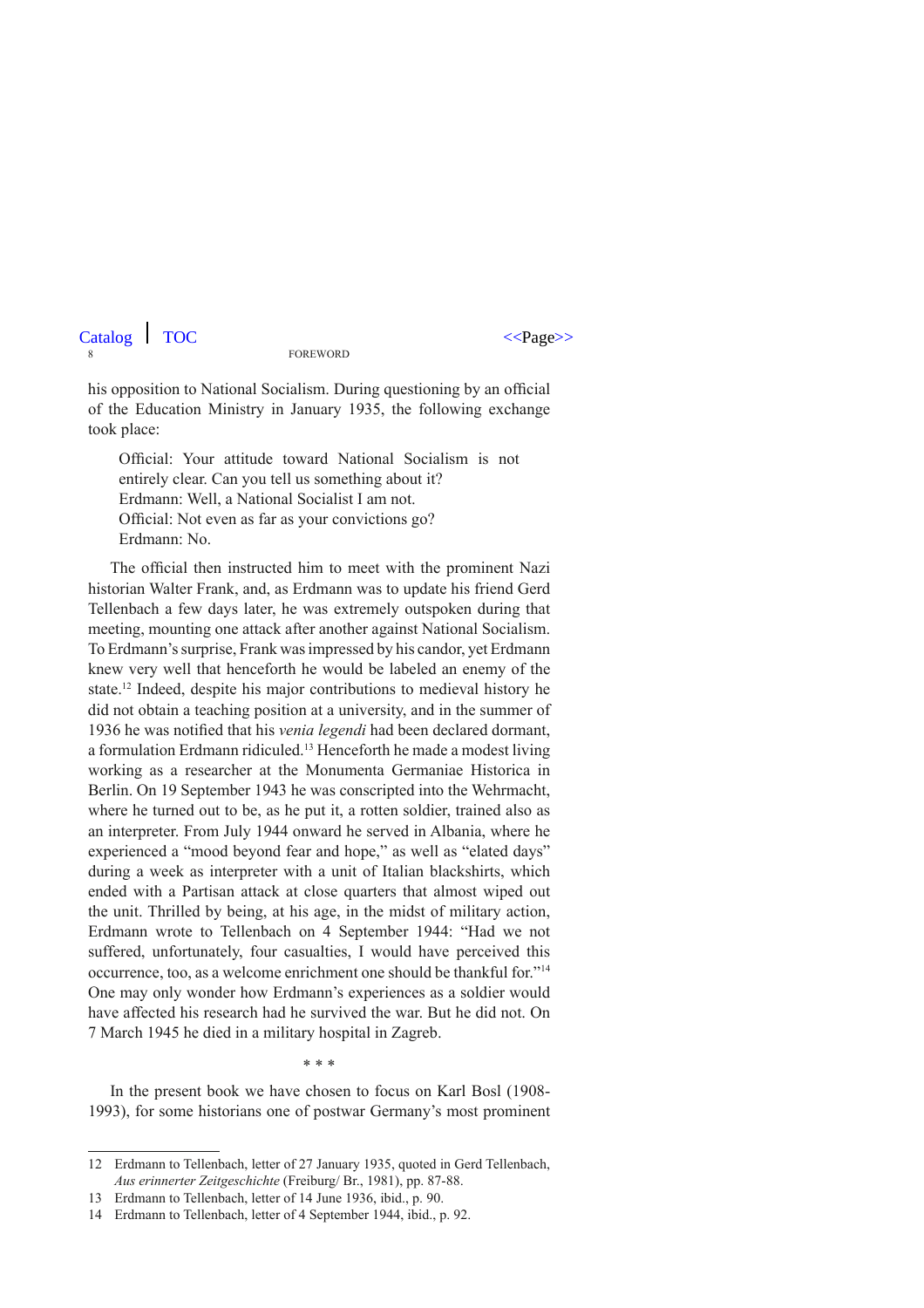his opposition to National Socialism. During questioning by an official of the Education Ministry in January 1935, the following exchange took place:

> Official: Your attitude toward National Socialism is not entirely clear. Can you tell us something about it?
> Erdmann: Well, a National Socialist I am not.
> Official: Not even as far as your convictions go?
> Erdmann: No.

The official then instructed him to meet with the prominent Nazi historian Walter Frank, and, as Erdmann was to update his friend Gerd Tellenbach a few days later, he was extremely outspoken during that meeting, mounting one attack after another against National Socialism. To Erdmann's surprise, Frank was impressed by his candor, yet Erdmann knew very well that henceforth he would be labeled an enemy of the state.[12] Indeed, despite his major contributions to medieval history he did not obtain a teaching position at a university, and in the summer of 1936 he was notified that his *venia legendi* had been declared dormant, a formulation Erdmann ridiculed.[13] Henceforth he made a modest living working as a researcher at the Monumenta Germaniae Historica in Berlin. On 19 September 1943 he was conscripted into the Wehrmacht, where he turned out to be, as he put it, a rotten soldier, trained also as an interpreter. From July 1944 onward he served in Albania, where he experienced a "mood beyond fear and hope," as well as "elated days" during a week as interpreter with a unit of Italian blackshirts, which ended with a Partisan attack at close quarters that almost wiped out the unit. Thrilled by being, at his age, in the midst of military action, Erdmann wrote to Tellenbach on 4 September 1944: "Had we not suffered, unfortunately, four casualties, I would have perceived this occurrence, too, as a welcome enrichment one should be thankful for."[14] One may only wonder how Erdmann's experiences as a soldier would have affected his research had he survived the war. But he did not. On 7 March 1945 he died in a military hospital in Zagreb.

\* \* \*

In the present book we have chosen to focus on Karl Bosl (1908-1993), for some historians one of postwar Germany's most prominent

---

12 Erdmann to Tellenbach, letter of 27 January 1935, quoted in Gerd Tellenbach, *Aus erinnerter Zeitgeschichte* (Freiburg/ Br., 1981), pp. 87-88.

13 Erdmann to Tellenbach, letter of 14 June 1936, ibid., p. 90.

14 Erdmann to Tellenbach, letter of 4 September 1944, ibid., p. 92.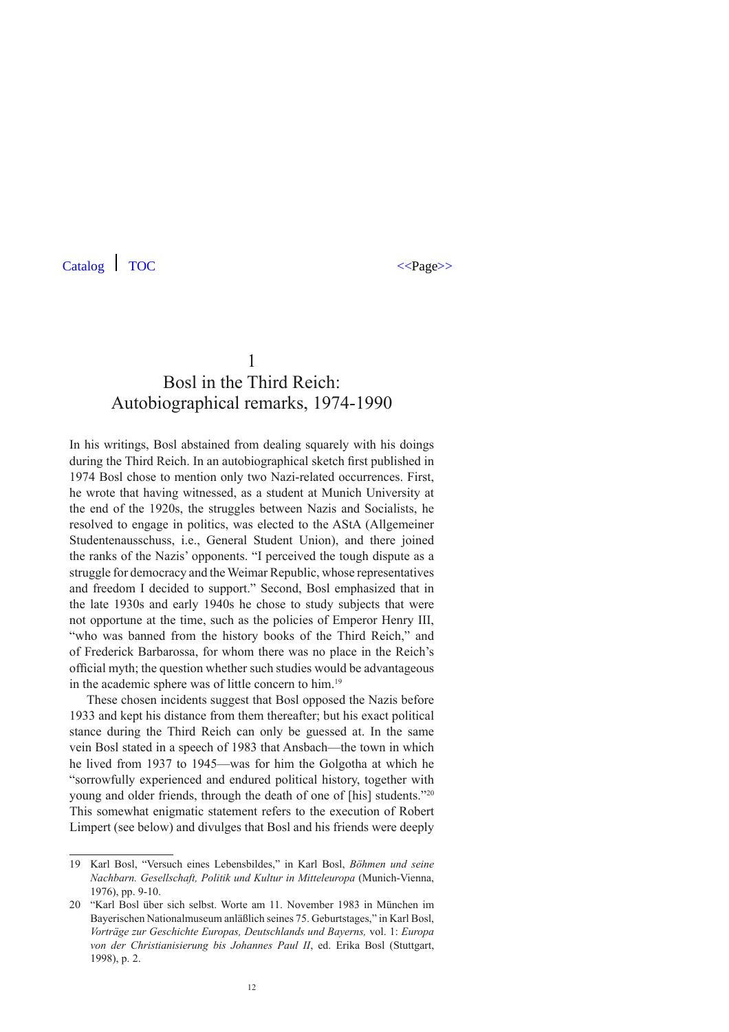# 1
# Bosl in the Third Reich: Autobiographical remarks, 1974-1990

In his writings, Bosl abstained from dealing squarely with his doings during the Third Reich. In an autobiographical sketch first published in 1974 Bosl chose to mention only two Nazi-related occurrences. First, he wrote that having witnessed, as a student at Munich University at the end of the 1920s, the struggles between Nazis and Socialists, he resolved to engage in politics, was elected to the AStA (Allgemeiner Studentenausschuss, i.e., General Student Union), and there joined the ranks of the Nazis' opponents. "I perceived the tough dispute as a struggle for democracy and the Weimar Republic, whose representatives and freedom I decided to support." Second, Bosl emphasized that in the late 1930s and early 1940s he chose to study subjects that were not opportune at the time, such as the policies of Emperor Henry III, "who was banned from the history books of the Third Reich," and of Frederick Barbarossa, for whom there was no place in the Reich's official myth; the question whether such studies would be advantageous in the academic sphere was of little concern to him.[19]

These chosen incidents suggest that Bosl opposed the Nazis before 1933 and kept his distance from them thereafter; but his exact political stance during the Third Reich can only be guessed at. In the same vein Bosl stated in a speech of 1983 that Ansbach—the town in which he lived from 1937 to 1945—was for him the Golgotha at which he "sorrowfully experienced and endured political history, together with young and older friends, through the death of one of [his] students."[20] This somewhat enigmatic statement refers to the execution of Robert Limpert (see below) and divulges that Bosl and his friends were deeply

---

19 Karl Bosl, "Versuch eines Lebensbildes," in Karl Bosl, *Böhmen und seine Nachbarn. Gesellschaft, Politik und Kultur in Mitteleuropa* (Munich-Vienna, 1976), pp. 9-10.

20 "Karl Bosl über sich selbst. Worte am 11. November 1983 in München im Bayerischen Nationalmuseum anläßlich seines 75. Geburtstages," in Karl Bosl, *Vorträge zur Geschichte Europas, Deutschlands und Bayerns,* vol. 1: *Europa von der Christianisierung bis Johannes Paul II*, ed. Erika Bosl (Stuttgart, 1998), p. 2.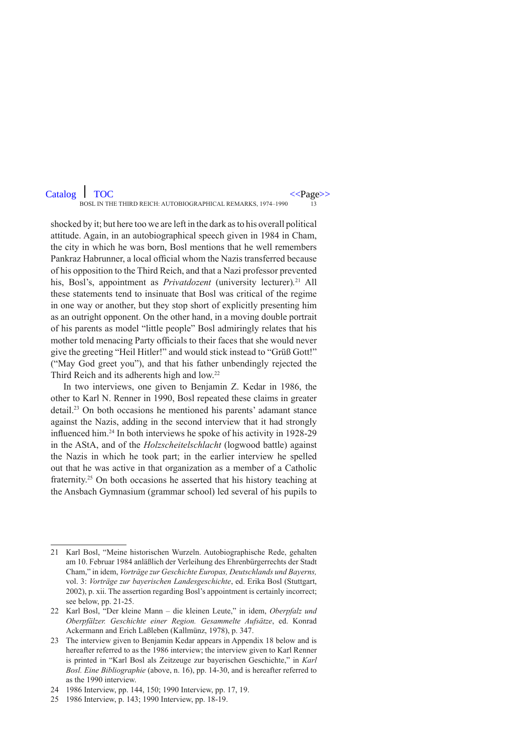shocked by it; but here too we are left in the dark as to his overall political attitude. Again, in an autobiographical speech given in 1984 in Cham, the city in which he was born, Bosl mentions that he well remembers Pankraz Habrunner, a local official whom the Nazis transferred because of his opposition to the Third Reich, and that a Nazi professor prevented his, Bosl's, appointment as *Privatdozent* (university lecturer).[21] All these statements tend to insinuate that Bosl was critical of the regime in one way or another, but they stop short of explicitly presenting him as an outright opponent. On the other hand, in a moving double portrait of his parents as model "little people" Bosl admiringly relates that his mother told menacing Party officials to their faces that she would never give the greeting "Heil Hitler!" and would stick instead to "Grüß Gott!" ("May God greet you"), and that his father unbendingly rejected the Third Reich and its adherents high and low.[22]

In two interviews, one given to Benjamin Z. Kedar in 1986, the other to Karl N. Renner in 1990, Bosl repeated these claims in greater detail.[23] On both occasions he mentioned his parents' adamant stance against the Nazis, adding in the second interview that it had strongly influenced him.[24] In both interviews he spoke of his activity in 1928-29 in the AStA, and of the *Holzscheitelschlacht* (logwood battle) against the Nazis in which he took part; in the earlier interview he spelled out that he was active in that organization as a member of a Catholic fraternity.[25] On both occasions he asserted that his history teaching at the Ansbach Gymnasium (grammar school) led several of his pupils to

---

21 Karl Bosl, "Meine historischen Wurzeln. Autobiographische Rede, gehalten am 10. Februar 1984 anläßlich der Verleihung des Ehrenbürgerrechts der Stadt Cham," in idem, *Vorträge zur Geschichte Europas, Deutschlands und Bayerns,* vol. 3: *Vorträge zur bayerischen Landesgeschichte*, ed. Erika Bosl (Stuttgart, 2002), p. xii. The assertion regarding Bosl's appointment is certainly incorrect; see below, pp. 21-25.

22 Karl Bosl, "Der kleine Mann – die kleinen Leute," in idem, *Oberpfalz und Oberpfälzer. Geschichte einer Region. Gesammelte Aufsätze*, ed. Konrad Ackermann and Erich Laßleben (Kallmünz, 1978), p. 347.

23 The interview given to Benjamin Kedar appears in Appendix 18 below and is hereafter referred to as the 1986 interview; the interview given to Karl Renner is printed in "Karl Bosl als Zeitzeuge zur bayerischen Geschichte," in *Karl Bosl. Eine Bibliographie* (above, n. 16), pp. 14-30, and is hereafter referred to as the 1990 interview.

24 1986 Interview, pp. 144, 150; 1990 Interview, pp. 17, 19.

25 1986 Interview, p. 143; 1990 Interview, pp. 18-19.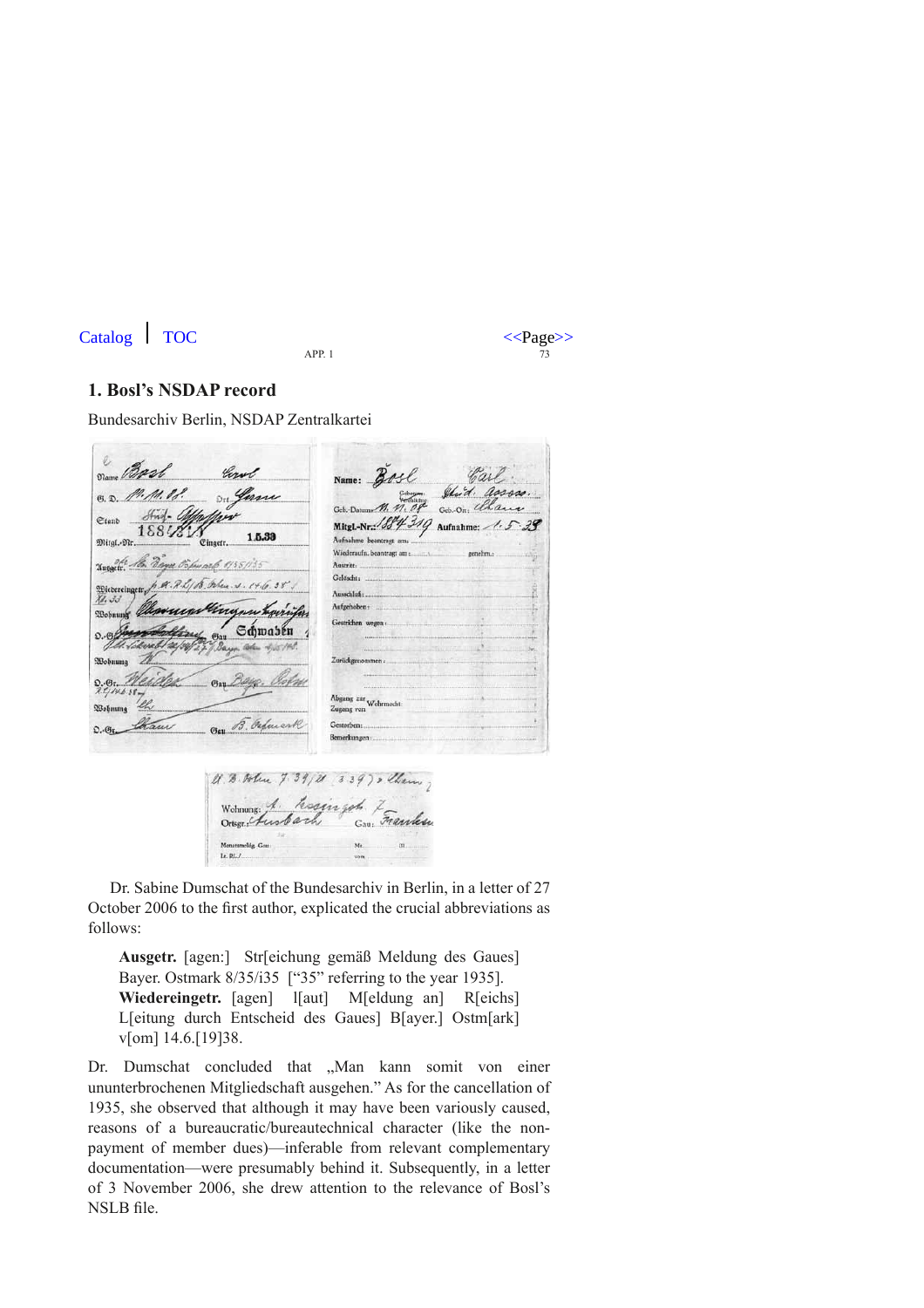## 1. Bosl's NSDAP record

Bundesarchiv Berlin, NSDAP Zentralkartei

Dr. Sabine Dumschat of the Bundesarchiv in Berlin, in a letter of 27 October 2006 to the first author, explicated the crucial abbreviations as follows:

> **Ausgetr.** [agen:] Str[eichung gemäß Meldung des Gaues] Bayer. Ostmark 8/35/i35 ["35" referring to the year 1935].
> **Wiedereingetr.** [agen] l[aut] M[eldung an] R[eichs] L[eitung durch Entscheid des Gaues] B[ayer.] Ostm[ark] v[om] 14.6.[19]38.

Dr. Dumschat concluded that „Man kann somit von einer ununterbrochenen Mitgliedschaft ausgehen." As for the cancellation of 1935, she observed that although it may have been variously caused, reasons of a bureaucratic/bureautechnical character (like the non-payment of member dues)—inferable from relevant complementary documentation—were presumably behind it. Subsequently, in a letter of 3 November 2006, she drew attention to the relevance of Bosl's NSLB file.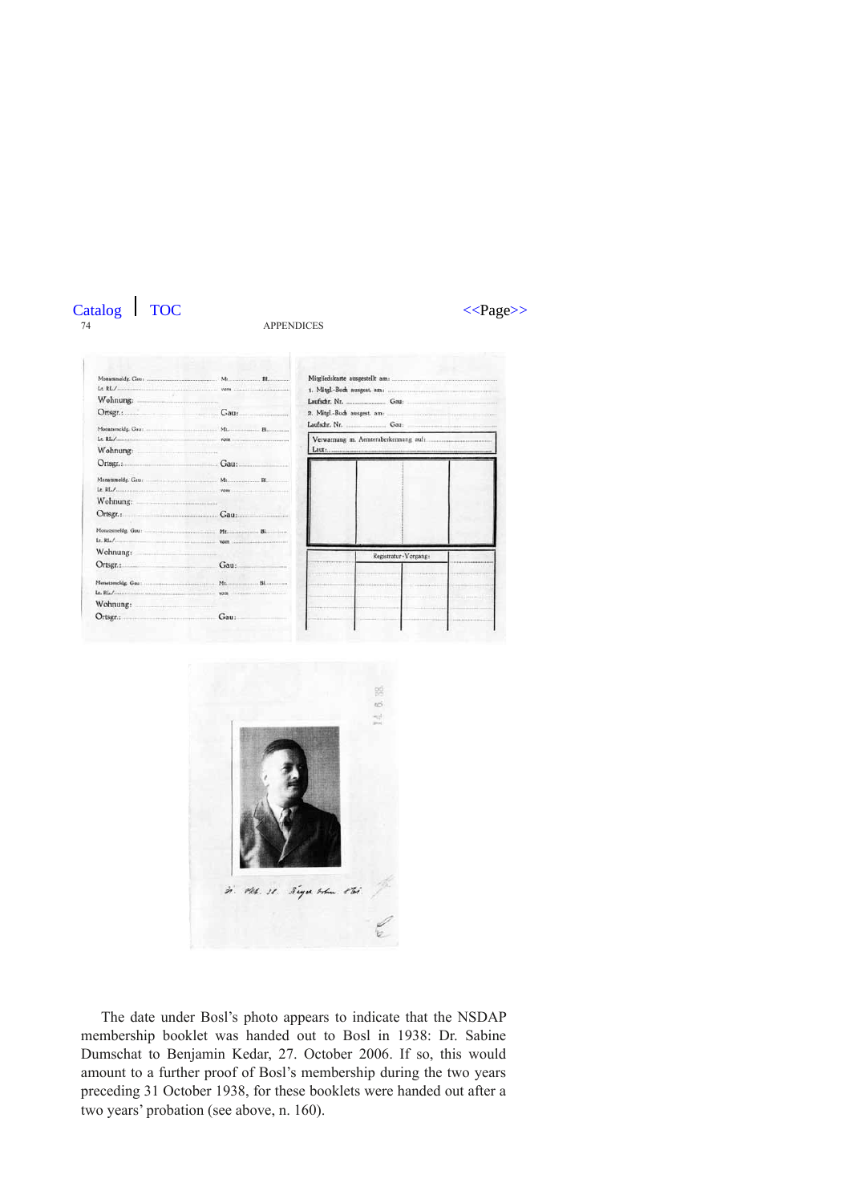The date under Bosl's photo appears to indicate that the NSDAP membership booklet was handed out to Bosl in 1938: Dr. Sabine Dumschat to Benjamin Kedar, 27. October 2006. If so, this would amount to a further proof of Bosl's membership during the two years preceding 31 October 1938, for these booklets were handed out after a two years' probation (see above, n. 160).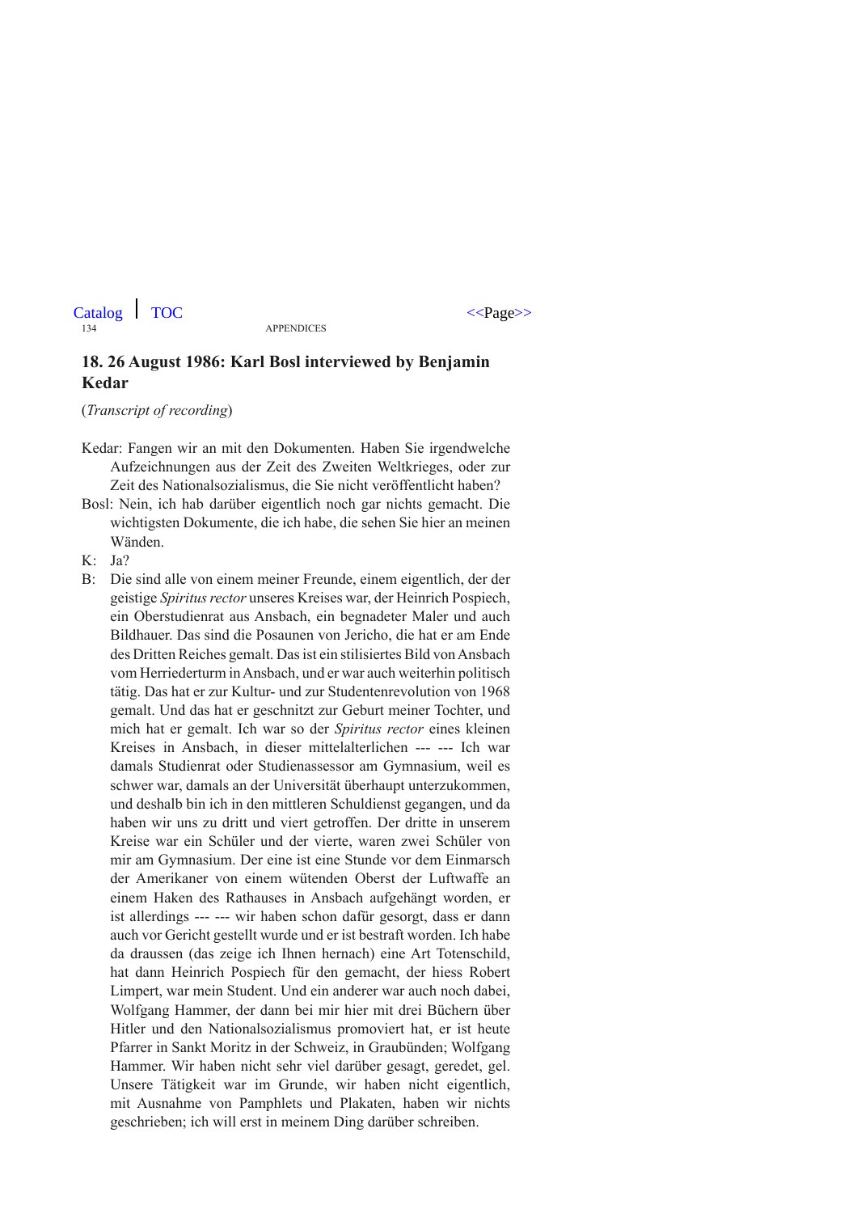## 18. 26 August 1986: Karl Bosl interviewed by Benjamin Kedar

(*Transcript of recording*)

Kedar: Fangen wir an mit den Dokumenten. Haben Sie irgendwelche Aufzeichnungen aus der Zeit des Zweiten Weltkrieges, oder zur Zeit des Nationalsozialismus, die Sie nicht veröffentlicht haben?

Bosl: Nein, ich hab darüber eigentlich noch gar nichts gemacht. Die wichtigsten Dokumente, die ich habe, die sehen Sie hier an meinen Wänden.

K: Ja?

B: Die sind alle von einem meiner Freunde, einem eigentlich, der der geistige *Spiritus rector* unseres Kreises war, der Heinrich Pospiech, ein Oberstudienrat aus Ansbach, ein begnadeter Maler und auch Bildhauer. Das sind die Posaunen von Jericho, die hat er am Ende des Dritten Reiches gemalt. Das ist ein stilisiertes Bild von Ansbach vom Herriederturm in Ansbach, und er war auch weiterhin politisch tätig. Das hat er zur Kultur- und zur Studentenrevolution von 1968 gemalt. Und das hat er geschnitzt zur Geburt meiner Tochter, und mich hat er gemalt. Ich war so der *Spiritus rector* eines kleinen Kreises in Ansbach, in dieser mittelalterlichen --- --- Ich war damals Studienrat oder Studienassessor am Gymnasium, weil es schwer war, damals an der Universität überhaupt unterzukommen, und deshalb bin ich in den mittleren Schuldienst gegangen, und da haben wir uns zu dritt und viert getroffen. Der dritte in unserem Kreise war ein Schüler und der vierte, waren zwei Schüler von mir am Gymnasium. Der eine ist eine Stunde vor dem Einmarsch der Amerikaner von einem wütenden Oberst der Luftwaffe an einem Haken des Rathauses in Ansbach aufgehängt worden, er ist allerdings --- --- wir haben schon dafür gesorgt, dass er dann auch vor Gericht gestellt wurde und er ist bestraft worden. Ich habe da draussen (das zeige ich Ihnen hernach) eine Art Totenschild, hat dann Heinrich Pospiech für den gemacht, der hiess Robert Limpert, war mein Student. Und ein anderer war auch noch dabei, Wolfgang Hammer, der dann bei mir hier mit drei Büchern über Hitler und den Nationalsozialismus promoviert hat, er ist heute Pfarrer in Sankt Moritz in der Schweiz, in Graubünden; Wolfgang Hammer. Wir haben nicht sehr viel darüber gesagt, geredet, gel. Unsere Tätigkeit war im Grunde, wir haben nicht eigentlich, mit Ausnahme von Pamphlets und Plakaten, haben wir nichts geschrieben; ich will erst in meinem Ding darüber schreiben.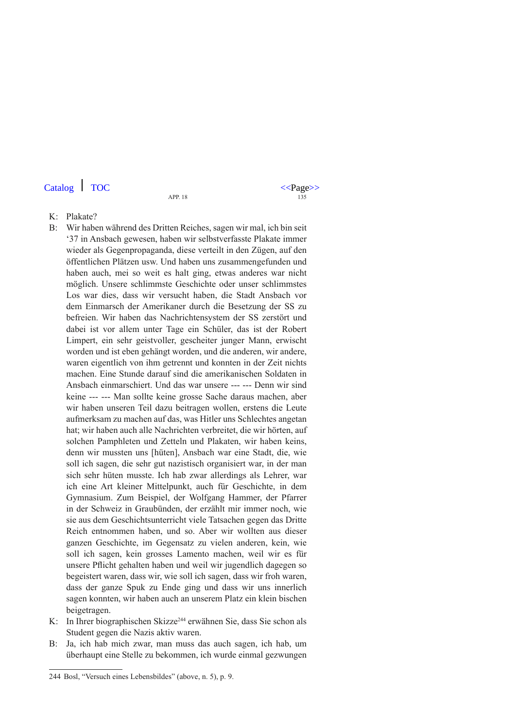K: Plakate?

B: Wir haben während des Dritten Reiches, sagen wir mal, ich bin seit '37 in Ansbach gewesen, haben wir selbstverfasste Plakate immer wieder als Gegenpropaganda, diese verteilt in den Zügen, auf den öffentlichen Plätzen usw. Und haben uns zusammengefunden und haben auch, mei so weit es halt ging, etwas anderes war nicht möglich. Unsere schlimmste Geschichte oder unser schlimmstes Los war dies, dass wir versucht haben, die Stadt Ansbach vor dem Einmarsch der Amerikaner durch die Besetzung der SS zu befreien. Wir haben das Nachrichtensystem der SS zerstört und dabei ist vor allem unter Tage ein Schüler, das ist der Robert Limpert, ein sehr geistvoller, gescheiter junger Mann, erwischt worden und ist eben gehängt worden, und die anderen, wir andere, waren eigentlich von ihm getrennt und konnten in der Zeit nichts machen. Eine Stunde darauf sind die amerikanischen Soldaten in Ansbach einmarschiert. Und das war unsere --- --- Denn wir sind keine --- --- Man sollte keine grosse Sache daraus machen, aber wir haben unseren Teil dazu beitragen wollen, erstens die Leute aufmerksam zu machen auf das, was Hitler uns Schlechtes angetan hat; wir haben auch alle Nachrichten verbreitet, die wir hörten, auf solchen Pamphleten und Zetteln und Plakaten, wir haben keins, denn wir mussten uns [hüten], Ansbach war eine Stadt, die, wie soll ich sagen, die sehr gut nazistisch organisiert war, in der man sich sehr hüten musste. Ich hab zwar allerdings als Lehrer, war ich eine Art kleiner Mittelpunkt, auch für Geschichte, in dem Gymnasium. Zum Beispiel, der Wolfgang Hammer, der Pfarrer in der Schweiz in Graubünden, der erzählt mir immer noch, wie sie aus dem Geschichtsunterricht viele Tatsachen gegen das Dritte Reich entnommen haben, und so. Aber wir wollten aus dieser ganzen Geschichte, im Gegensatz zu vielen anderen, kein, wie soll ich sagen, kein grosses Lamento machen, weil wir es für unsere Pflicht gehalten haben und weil wir jugendlich dagegen so begeistert waren, dass wir, wie soll ich sagen, dass wir froh waren, dass der ganze Spuk zu Ende ging und dass wir uns innerlich sagen konnten, wir haben auch an unserem Platz ein klein bischen beigetragen.

K: In Ihrer biographischen Skizze[244] erwähnen Sie, dass Sie schon als Student gegen die Nazis aktiv waren.

B: Ja, ich hab mich zwar, man muss das auch sagen, ich hab, um überhaupt eine Stelle zu bekommen, ich wurde einmal gezwungen

---

244 Bosl, "Versuch eines Lebensbildes" (above, n. 5), p. 9.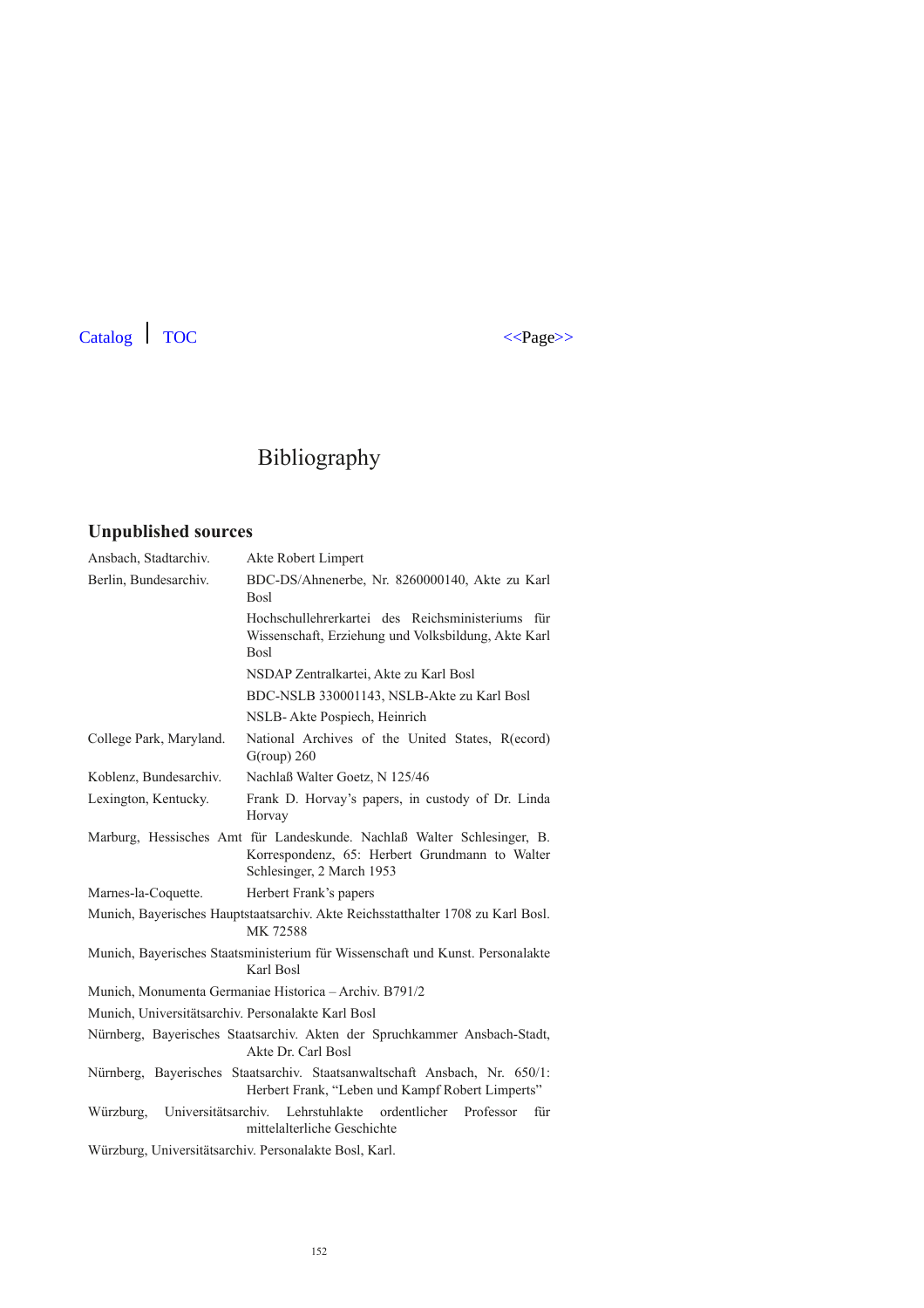Catalog | TOC <<Page>>

# Bibliography

## Unpublished sources

Ansbach, Stadtarchiv. Akte Robert Limpert

Berlin, Bundesarchiv. BDC-DS/Ahnenerbe, Nr. 8260000140, Akte zu Karl Bosl

Hochschullehrerkartei des Reichsministeriums für Wissenschaft, Erziehung und Volksbildung, Akte Karl Bosl

NSDAP Zentralkartei, Akte zu Karl Bosl

BDC-NSLB 330001143, NSLB-Akte zu Karl Bosl

NSLB- Akte Pospiech, Heinrich

College Park, Maryland. National Archives of the United States, R(ecord) G(roup) 260

Koblenz, Bundesarchiv. Nachlaß Walter Goetz, N 125/46

Lexington, Kentucky. Frank D. Horvay's papers, in custody of Dr. Linda Horvay

Marburg, Hessisches Amt für Landeskunde. Nachlaß Walter Schlesinger, B. Korrespondenz, 65: Herbert Grundmann to Walter Schlesinger, 2 March 1953

Marnes-la-Coquette. Herbert Frank's papers

Munich, Bayerisches Hauptstaatsarchiv. Akte Reichsstatthalter 1708 zu Karl Bosl. MK 72588

Munich, Bayerisches Staatsministerium für Wissenschaft und Kunst. Personalakte Karl Bosl

Munich, Monumenta Germaniae Historica – Archiv. B791/2

Munich, Universitätsarchiv. Personalakte Karl Bosl

Nürnberg, Bayerisches Staatsarchiv. Akten der Spruchkammer Ansbach-Stadt, Akte Dr. Carl Bosl

Nürnberg, Bayerisches Staatsarchiv. Staatsanwaltschaft Ansbach, Nr. 650/1: Herbert Frank, "Leben und Kampf Robert Limperts"

Würzburg, Universitätsarchiv. Lehrstuhlakte ordentlicher Professor für mittelalterliche Geschichte

Würzburg, Universitätsarchiv. Personalakte Bosl, Karl.